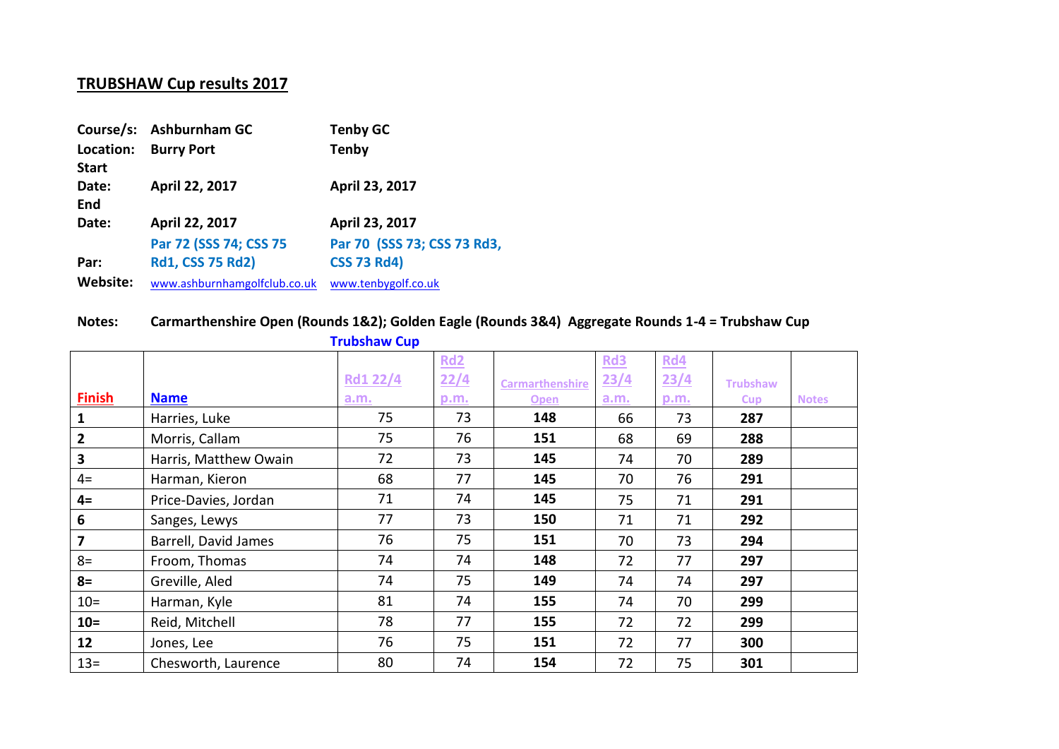## TRUBSHAW Cup results 2017

| | | |
|---|---|---|
| **Course/s:** | **Ashburnham GC** | **Tenby GC** |
| **Location:** | **Burry Port** | **Tenby** |
| **Start Date:** | **April 22, 2017** | **April 23, 2017** |
| **End Date:** | **April 22, 2017** | **April 23, 2017** |
| **Par:** | **Par 72 (SSS 74; CSS 75 Rd1, CSS 75 Rd2)** | **Par 70 (SSS 73; CSS 73 Rd3, CSS 73 Rd4)** |
| **Website:** | www.ashburnhamgolfclub.co.uk | www.tenbygolf.co.uk |

**Notes:** **Carmarthenshire Open (Rounds 1&2); Golden Eagle (Rounds 3&4) Aggregate Rounds 1-4 = Trubshaw Cup**

**Trubshaw Cup**

| Finish | Name | Rd1 22/4 a.m. | Rd2 22/4 p.m. | Carmarthenshire Open | Rd3 23/4 a.m. | Rd4 23/4 p.m. | Trubshaw Cup | Notes |
|---|---|---|---|---|---|---|---|---|
| **1** | Harries, Luke | 75 | 73 | **148** | 66 | 73 | **287** | |
| **2** | Morris, Callam | 75 | 76 | **151** | 68 | 69 | **288** | |
| **3** | Harris, Matthew Owain | 72 | 73 | **145** | 74 | 70 | **289** | |
| 4= | Harman, Kieron | 68 | 77 | **145** | 70 | 76 | **291** | |
| **4=** | Price-Davies, Jordan | 71 | 74 | **145** | 75 | 71 | **291** | |
| **6** | Sanges, Lewys | 77 | 73 | **150** | 71 | 71 | **292** | |
| **7** | Barrell, David James | 76 | 75 | **151** | 70 | 73 | **294** | |
| 8= | Froom, Thomas | 74 | 74 | **148** | 72 | 77 | **297** | |
| **8=** | Greville, Aled | 74 | 75 | **149** | 74 | 74 | **297** | |
| 10= | Harman, Kyle | 81 | 74 | **155** | 74 | 70 | **299** | |
| **10=** | Reid, Mitchell | 78 | 77 | **155** | 72 | 72 | **299** | |
| **12** | Jones, Lee | 76 | 75 | **151** | 72 | 77 | **300** | |
| 13= | Chesworth, Laurence | 80 | 74 | **154** | 72 | 75 | **301** | |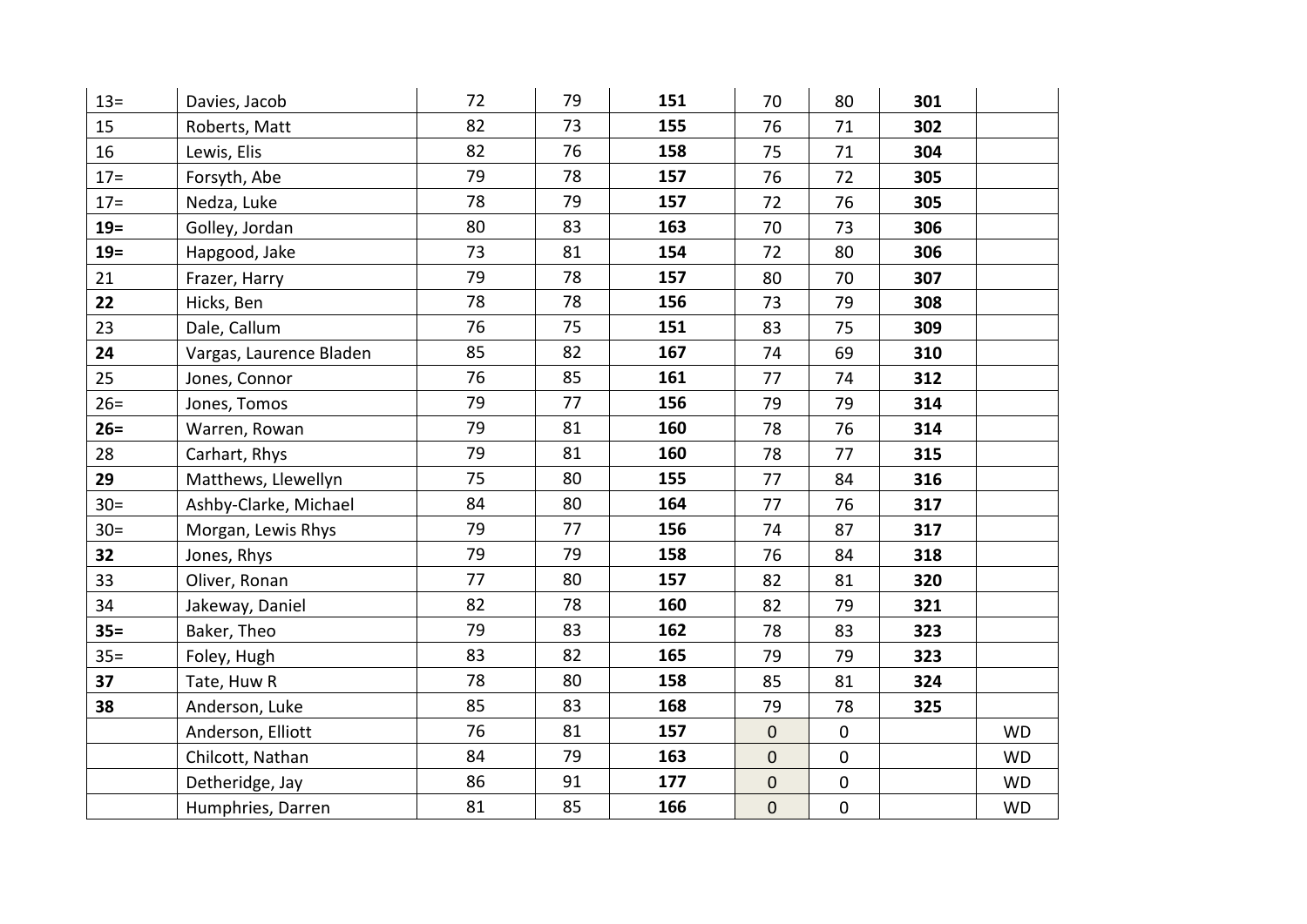| | | | | | | | | |
|---|---|---|---|---|---|---|---|---|
| 13= | Davies, Jacob | 72 | 79 | **151** | 70 | 80 | **301** | |
| 15 | Roberts, Matt | 82 | 73 | **155** | 76 | 71 | **302** | |
| 16 | Lewis, Elis | 82 | 76 | **158** | 75 | 71 | **304** | |
| 17= | Forsyth, Abe | 79 | 78 | **157** | 76 | 72 | **305** | |
| 17= | Nedza, Luke | 78 | 79 | **157** | 72 | 76 | **305** | |
| **19=** | Golley, Jordan | 80 | 83 | **163** | 70 | 73 | **306** | |
| **19=** | Hapgood, Jake | 73 | 81 | **154** | 72 | 80 | **306** | |
| 21 | Frazer, Harry | 79 | 78 | **157** | 80 | 70 | **307** | |
| **22** | Hicks, Ben | 78 | 78 | **156** | 73 | 79 | **308** | |
| 23 | Dale, Callum | 76 | 75 | **151** | 83 | 75 | **309** | |
| **24** | Vargas, Laurence Bladen | 85 | 82 | **167** | 74 | 69 | **310** | |
| 25 | Jones, Connor | 76 | 85 | **161** | 77 | 74 | **312** | |
| 26= | Jones, Tomos | 79 | 77 | **156** | 79 | 79 | **314** | |
| **26=** | Warren, Rowan | 79 | 81 | **160** | 78 | 76 | **314** | |
| 28 | Carhart, Rhys | 79 | 81 | **160** | 78 | 77 | **315** | |
| **29** | Matthews, Llewellyn | 75 | 80 | **155** | 77 | 84 | **316** | |
| 30= | Ashby-Clarke, Michael | 84 | 80 | **164** | 77 | 76 | **317** | |
| 30= | Morgan, Lewis Rhys | 79 | 77 | **156** | 74 | 87 | **317** | |
| **32** | Jones, Rhys | 79 | 79 | **158** | 76 | 84 | **318** | |
| 33 | Oliver, Ronan | 77 | 80 | **157** | 82 | 81 | **320** | |
| 34 | Jakeway, Daniel | 82 | 78 | **160** | 82 | 79 | **321** | |
| **35=** | Baker, Theo | 79 | 83 | **162** | 78 | 83 | **323** | |
| 35= | Foley, Hugh | 83 | 82 | **165** | 79 | 79 | **323** | |
| **37** | Tate, Huw R | 78 | 80 | **158** | 85 | 81 | **324** | |
| **38** | Anderson, Luke | 85 | 83 | **168** | 79 | 78 | **325** | |
| | Anderson, Elliott | 76 | 81 | **157** | 0 | 0 | | WD |
| | Chilcott, Nathan | 84 | 79 | **163** | 0 | 0 | | WD |
| | Detheridge, Jay | 86 | 91 | **177** | 0 | 0 | | WD |
| | Humphries, Darren | 81 | 85 | **166** | 0 | 0 | | WD |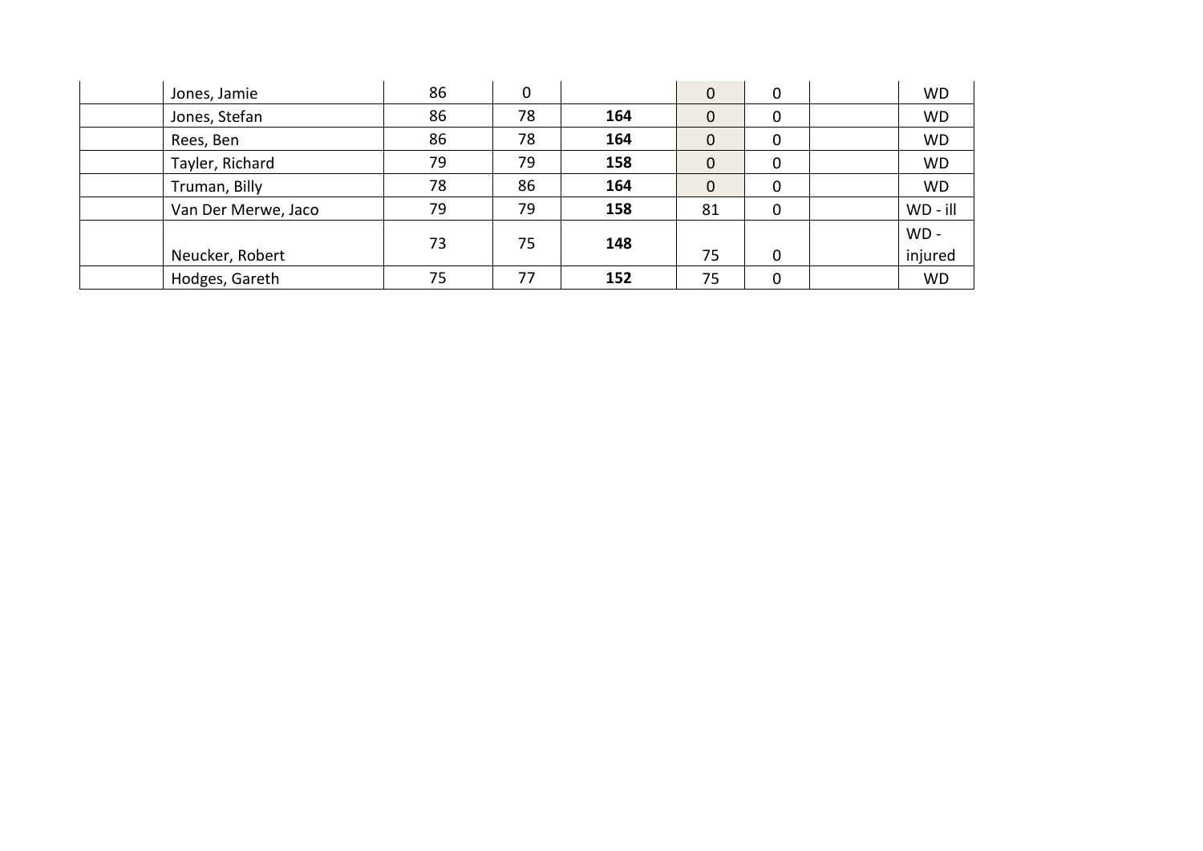| | | | | | | | | |
|---|---|---|---|---|---|---|---|---|
| | Jones, Jamie | 86 | 0 | | 0 | 0 | | WD |
| | Jones, Stefan | 86 | 78 | **164** | 0 | 0 | | WD |
| | Rees, Ben | 86 | 78 | **164** | 0 | 0 | | WD |
| | Tayler, Richard | 79 | 79 | **158** | 0 | 0 | | WD |
| | Truman, Billy | 78 | 86 | **164** | 0 | 0 | | WD |
| | Van Der Merwe, Jaco | 79 | 79 | **158** | 81 | 0 | | WD - ill |
| | Neucker, Robert | 73 | 75 | **148** | 75 | 0 | | WD - injured |
| | Hodges, Gareth | 75 | 77 | **152** | 75 | 0 | | WD |